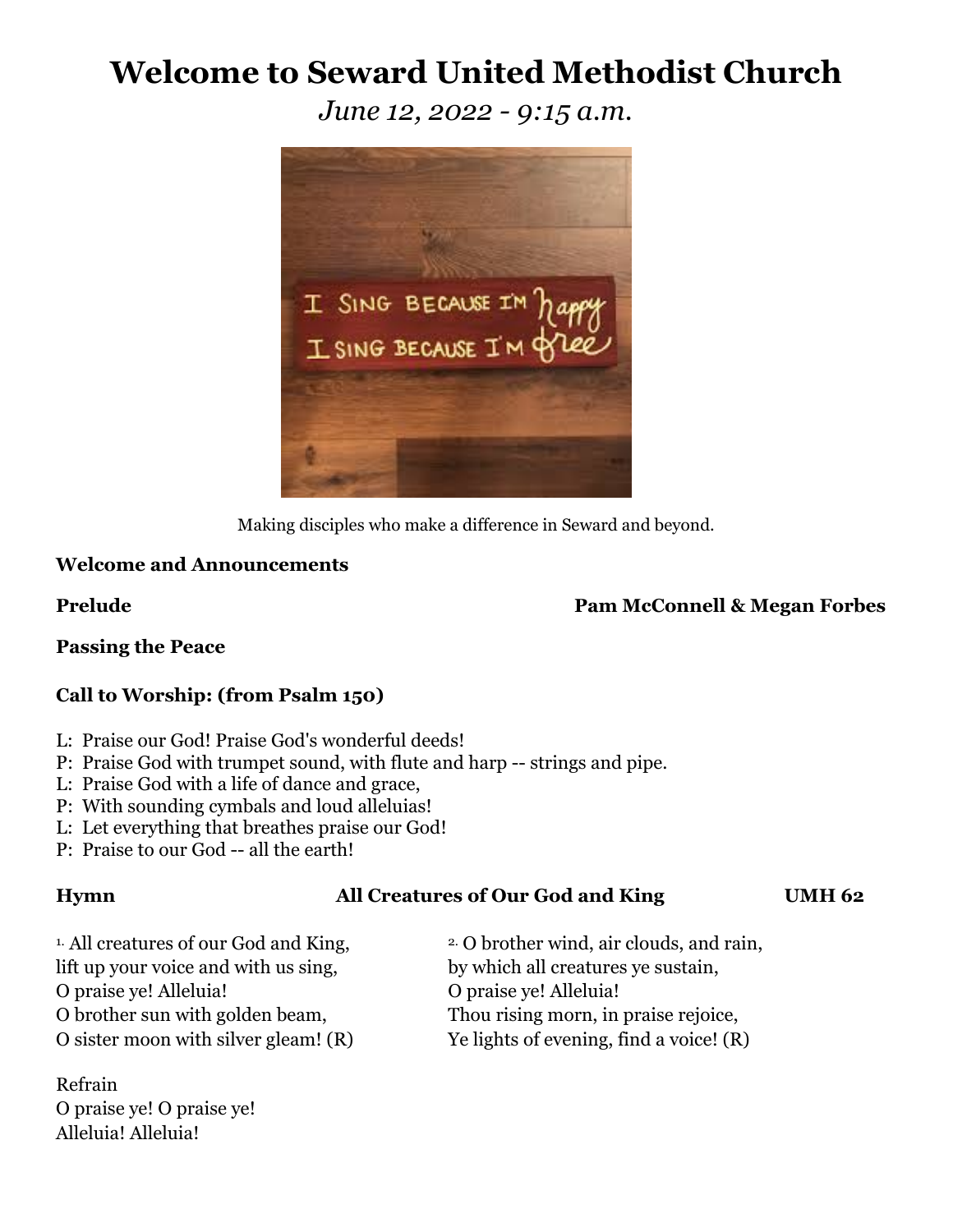# Welcome to Seward United Methodist Church

*June 12, 2022 - 9:15 a.m.*

Making disciples who make a difference in Seward and beyond.

**Welcome and Announcements**

**Prelude** **Pam McConnell & Megan Forbes**

**Passing the Peace**

**Call to Worship: (from Psalm 150)**

L: Praise our God! Praise God's wonderful deeds!
P: Praise God with trumpet sound, with flute and harp -- strings and pipe.
L: Praise God with a life of dance and grace,
P: With sounding cymbals and loud alleluias!
L: Let everything that breathes praise our God!
P: Praise to our God -- all the earth!

**Hymn** **All Creatures of Our God and King** **UMH 62**

1. All creatures of our God and King,
lift up your voice and with us sing,
O praise ye! Alleluia!
O brother sun with golden beam,
O sister moon with silver gleam! (R)

2. O brother wind, air clouds, and rain,
by which all creatures ye sustain,
O praise ye! Alleluia!
Thou rising morn, in praise rejoice,
Ye lights of evening, find a voice! (R)

Refrain
O praise ye! O praise ye!
Alleluia! Alleluia!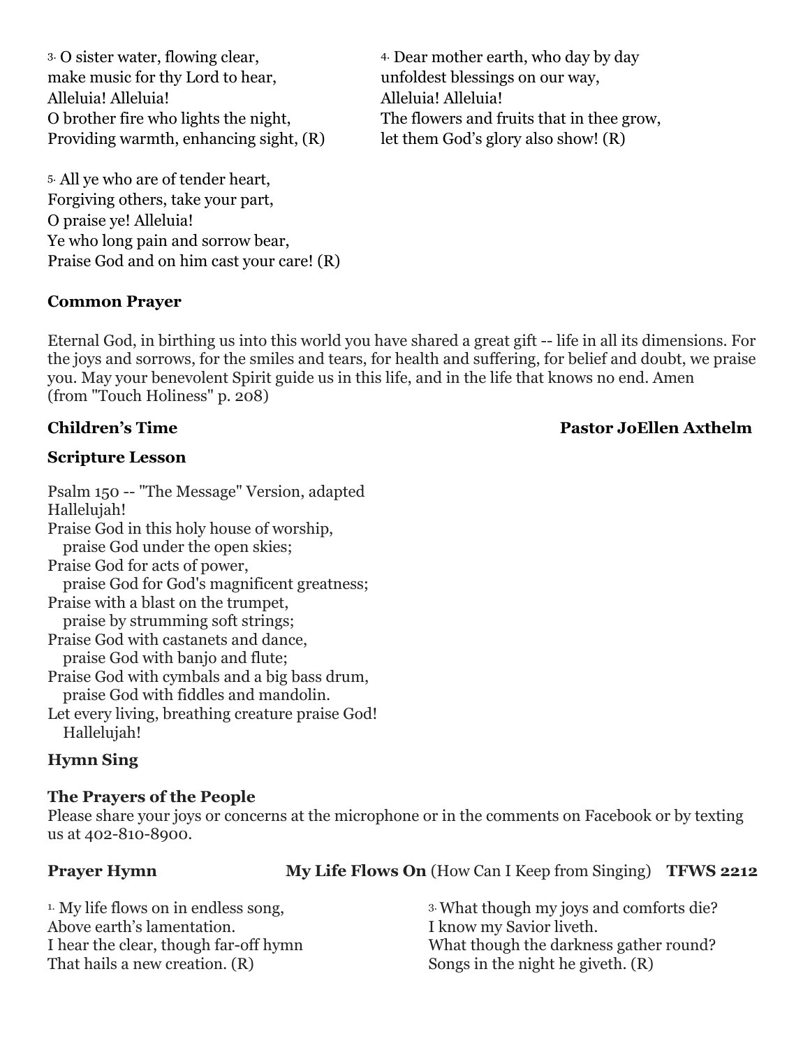[3.] O sister water, flowing clear,
make music for thy Lord to hear,
Alleluia! Alleluia!
O brother fire who lights the night,
Providing warmth, enhancing sight, (R)

[4.] Dear mother earth, who day by day
unfoldest blessings on our way,
Alleluia! Alleluia!
The flowers and fruits that in thee grow,
let them God's glory also show! (R)

[5.] All ye who are of tender heart,
Forgiving others, take your part,
O praise ye! Alleluia!
Ye who long pain and sorrow bear,
Praise God and on him cast your care! (R)

**Common Prayer**

Eternal God, in birthing us into this world you have shared a great gift -- life in all its dimensions. For the joys and sorrows, for the smiles and tears, for health and suffering, for belief and doubt, we praise you. May your benevolent Spirit guide us in this life, and in the life that knows no end. Amen
(from "Touch Holiness" p. 208)

**Children's Time** — **Pastor JoEllen Axthelm**

**Scripture Lesson**

Psalm 150 -- "The Message" Version, adapted
Hallelujah!
Praise God in this holy house of worship,
  praise God under the open skies;
Praise God for acts of power,
  praise God for God's magnificent greatness;
Praise with a blast on the trumpet,
  praise by strumming soft strings;
Praise God with castanets and dance,
  praise God with banjo and flute;
Praise God with cymbals and a big bass drum,
  praise God with fiddles and mandolin.
Let every living, breathing creature praise God!
  Hallelujah!

**Hymn Sing**

**The Prayers of the People**
Please share your joys or concerns at the microphone or in the comments on Facebook or by texting us at 402-810-8900.

**Prayer Hymn** — **My Life Flows On** (How Can I Keep from Singing) **TFWS 2212**

[1.] My life flows on in endless song,
Above earth's lamentation.
I hear the clear, though far-off hymn
That hails a new creation. (R)

[3.] What though my joys and comforts die?
I know my Savior liveth.
What though the darkness gather round?
Songs in the night he giveth. (R)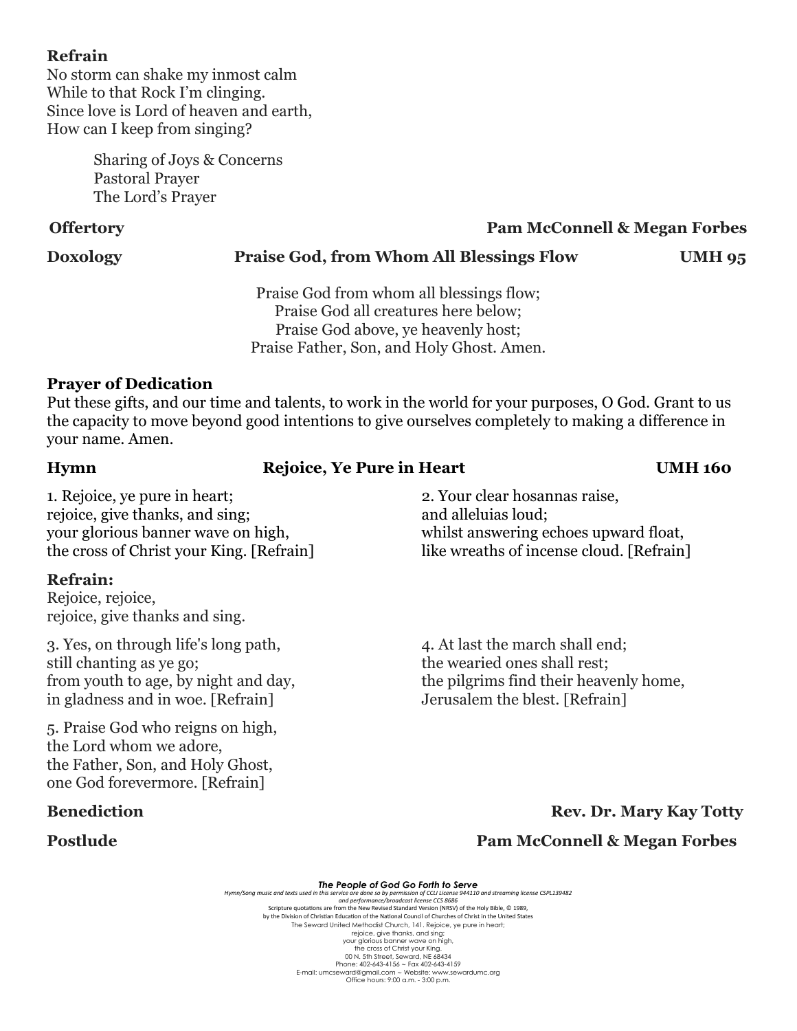**Refrain**
No storm can shake my inmost calm
While to that Rock I'm clinging.
Since love is Lord of heaven and earth,
How can I keep from singing?

Sharing of Joys & Concerns
Pastoral Prayer
The Lord's Prayer

**Offertory** **Pam McConnell & Megan Forbes**

**Doxology** **Praise God, from Whom All Blessings Flow** **UMH 95**

Praise God from whom all blessings flow;
Praise God all creatures here below;
Praise God above, ye heavenly host;
Praise Father, Son, and Holy Ghost. Amen.

**Prayer of Dedication**
Put these gifts, and our time and talents, to work in the world for your purposes, O God. Grant to us the capacity to move beyond good intentions to give ourselves completely to making a difference in your name. Amen.

**Hymn** **Rejoice, Ye Pure in Heart** **UMH 160**

1. Rejoice, ye pure in heart;
rejoice, give thanks, and sing;
your glorious banner wave on high,
the cross of Christ your King. [Refrain]

2. Your clear hosannas raise,
and alleluias loud;
whilst answering echoes upward float,
like wreaths of incense cloud. [Refrain]

**Refrain:**
Rejoice, rejoice,
rejoice, give thanks and sing.

3. Yes, on through life's long path,
still chanting as ye go;
from youth to age, by night and day,
in gladness and in woe. [Refrain]

4. At last the march shall end;
the wearied ones shall rest;
the pilgrims find their heavenly home,
Jerusalem the blest. [Refrain]

5. Praise God who reigns on high,
the Lord whom we adore,
the Father, Son, and Holy Ghost,
one God forevermore. [Refrain]

**Benediction** **Rev. Dr. Mary Kay Totty**

**Postlude** **Pam McConnell & Megan Forbes**

***The People of God Go Forth to Serve***
*Hymn/Song music and texts used in this service are done so by permission of CCLI License 944110 and streaming license CSPL139482 and performance/broadcast license CCS 8686*
Scripture quotations are from the New Revised Standard Version (NRSV) of the Holy Bible, © 1989,
by the Division of Christian Education of the National Council of Churches of Christ in the United States
The Seward United Methodist Church, 141. Rejoice, ye pure in heart;
rejoice, give thanks, and sing;
your glorious banner wave on high,
the cross of Christ your King.
00 N. 5th Street, Seward, NE 68434
Phone: 402-643-4156 ~ Fax 402-643-4159
E-mail: umcseward@gmail.com ~ Website: www.sewardumc.org
Office hours: 9:00 a.m. - 3:00 p.m.